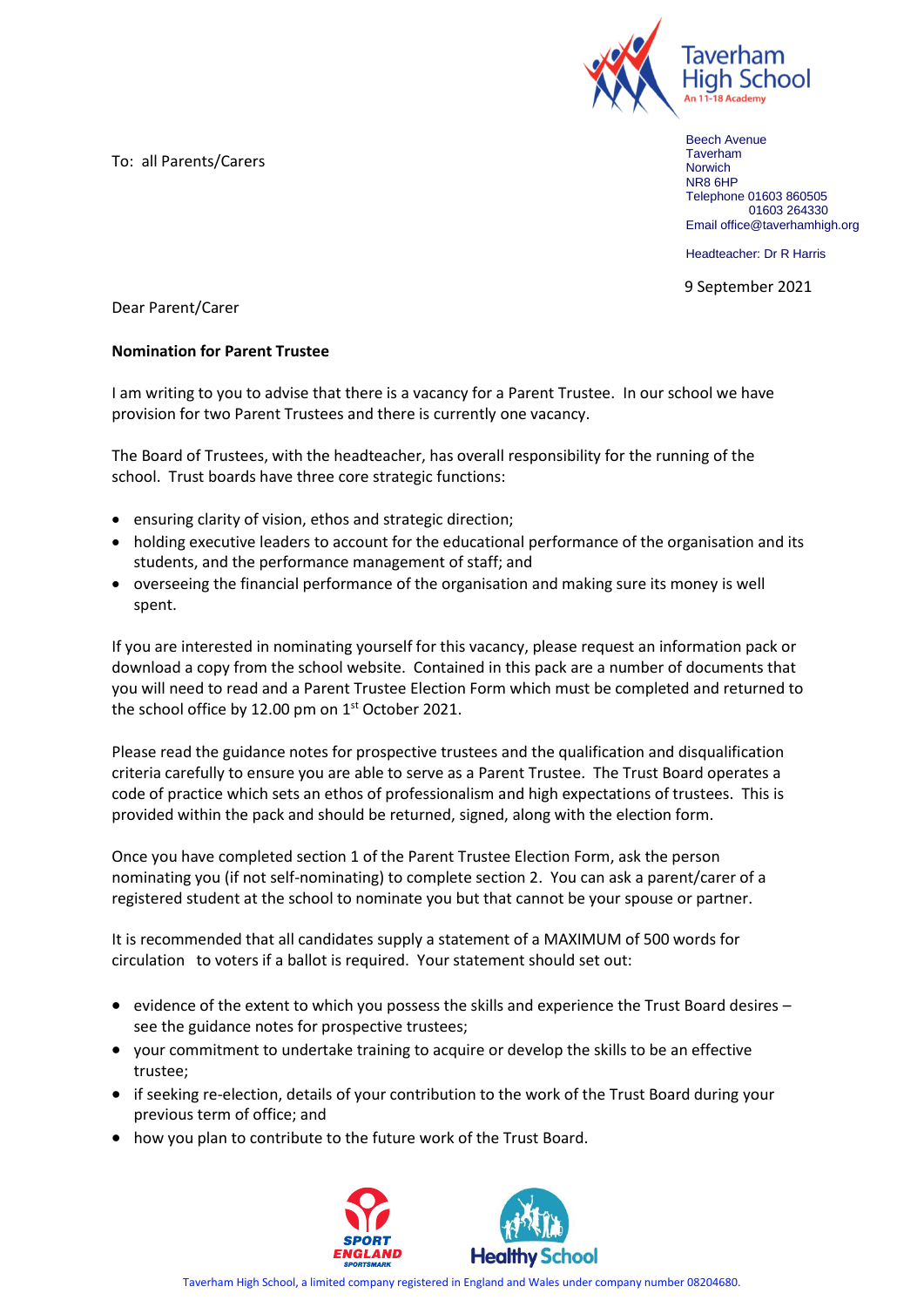Taverham High School
An 11-18 Academy

Beech Avenue
Taverham
Norwich
NR8 6HP
Telephone 01603 860505
01603 264330
Email office@taverhamhigh.org

Headteacher: Dr R Harris

To: all Parents/Carers

9 September 2021

Dear Parent/Carer

**Nomination for Parent Trustee**

I am writing to you to advise that there is a vacancy for a Parent Trustee. In our school we have provision for two Parent Trustees and there is currently one vacancy.

The Board of Trustees, with the headteacher, has overall responsibility for the running of the school. Trust boards have three core strategic functions:

- ensuring clarity of vision, ethos and strategic direction;
- holding executive leaders to account for the educational performance of the organisation and its students, and the performance management of staff; and
- overseeing the financial performance of the organisation and making sure its money is well spent.

If you are interested in nominating yourself for this vacancy, please request an information pack or download a copy from the school website. Contained in this pack are a number of documents that you will need to read and a Parent Trustee Election Form which must be completed and returned to the school office by 12.00 pm on 1st October 2021.

Please read the guidance notes for prospective trustees and the qualification and disqualification criteria carefully to ensure you are able to serve as a Parent Trustee. The Trust Board operates a code of practice which sets an ethos of professionalism and high expectations of trustees. This is provided within the pack and should be returned, signed, along with the election form.

Once you have completed section 1 of the Parent Trustee Election Form, ask the person nominating you (if not self-nominating) to complete section 2. You can ask a parent/carer of a registered student at the school to nominate you but that cannot be your spouse or partner.

It is recommended that all candidates supply a statement of a MAXIMUM of 500 words for circulation to voters if a ballot is required. Your statement should set out:

- evidence of the extent to which you possess the skills and experience the Trust Board desires – see the guidance notes for prospective trustees;
- your commitment to undertake training to acquire or develop the skills to be an effective trustee;
- if seeking re-election, details of your contribution to the work of the Trust Board during your previous term of office; and
- how you plan to contribute to the future work of the Trust Board.

Taverham High School, a limited company registered in England and Wales under company number 08204680.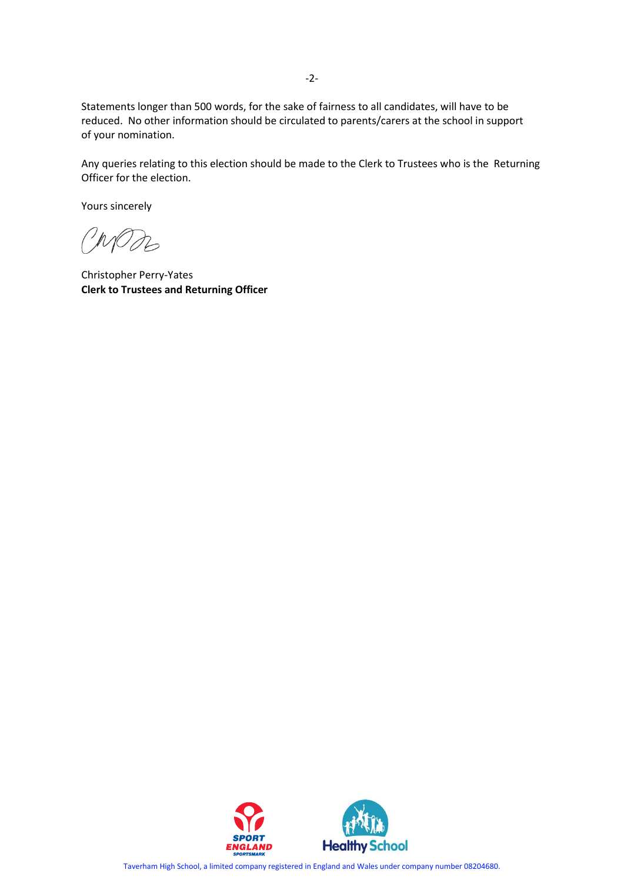Statements longer than 500 words, for the sake of fairness to all candidates, will have to be reduced. No other information should be circulated to parents/carers at the school in support of your nomination.

Any queries relating to this election should be made to the Clerk to Trustees who is the Returning Officer for the election.

Yours sincerely

Christopher Perry-Yates
**Clerk to Trustees and Returning Officer**

Taverham High School, a limited company registered in England and Wales under company number 08204680.